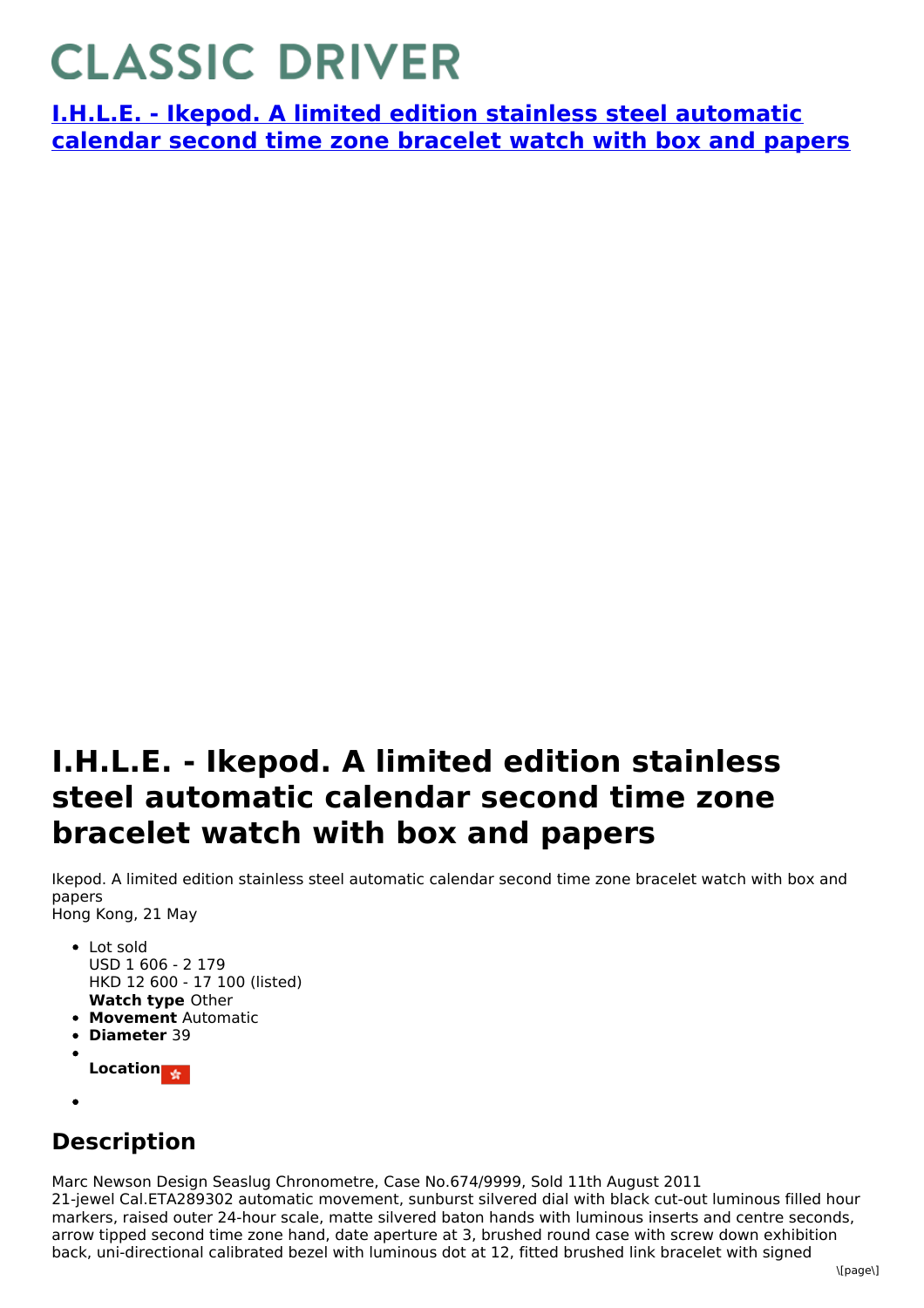# CLASSIC DRIVER

**[I.H.L.E. - Ikepod. A limited edition stainless steel automatic calendar second time zone bracelet watch with box and papers]()**

# I.H.L.E. - Ikepod. A limited edition stainless steel automatic calendar second time zone bracelet watch with box and papers

Ikepod. A limited edition stainless steel automatic calendar second time zone bracelet watch with box and papers
Hong Kong, 21 May

- Lot sold
  USD 1 606 - 2 179
  HKD 12 600 - 17 100 (listed)
  **Watch type** Other
- **Movement** Automatic
- **Diameter** 39
- **Location**
-

## Description

Marc Newson Design Seaslug Chronometre, Case No.674/9999, Sold 11th August 2011
21-jewel Cal.ETA289302 automatic movement, sunburst silvered dial with black cut-out luminous filled hour markers, raised outer 24-hour scale, matte silvered baton hands with luminous inserts and centre seconds, arrow tipped second time zone hand, date aperture at 3, brushed round case with screw down exhibition back, uni-directional calibrated bezel with luminous dot at 12, fitted brushed link bracelet with signed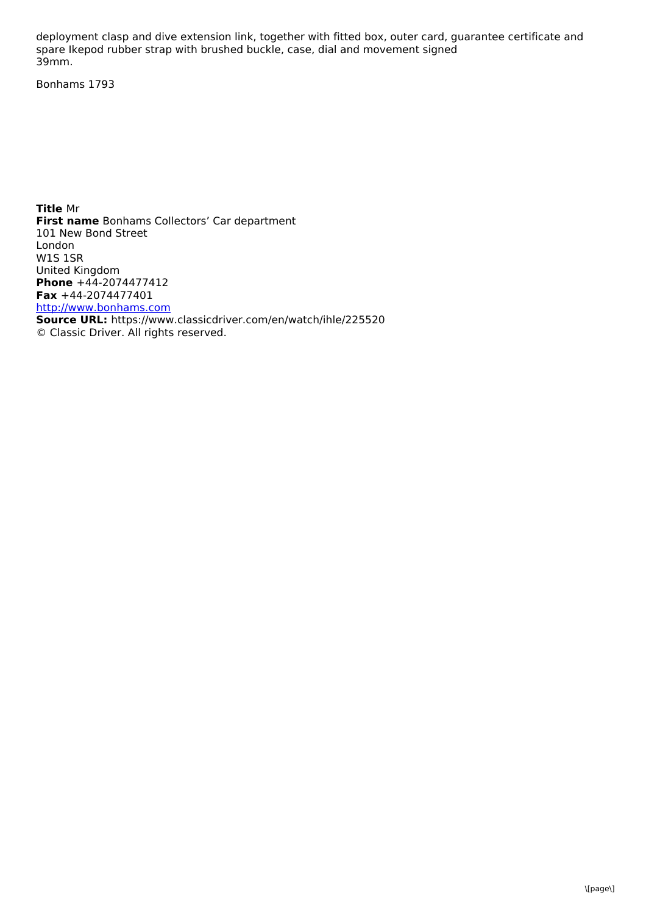deployment clasp and dive extension link, together with fitted box, outer card, guarantee certificate and spare Ikepod rubber strap with brushed buckle, case, dial and movement signed
39mm.

Bonhams 1793

**Title** Mr
**First name** Bonhams Collectors' Car department
101 New Bond Street
London
W1S 1SR
United Kingdom
**Phone** +44-2074477412
**Fax** +44-2074477401
[http://www.bonhams.com](http://www.bonhams.com)
**Source URL:** https://www.classicdriver.com/en/watch/ihle/225520
© Classic Driver. All rights reserved.